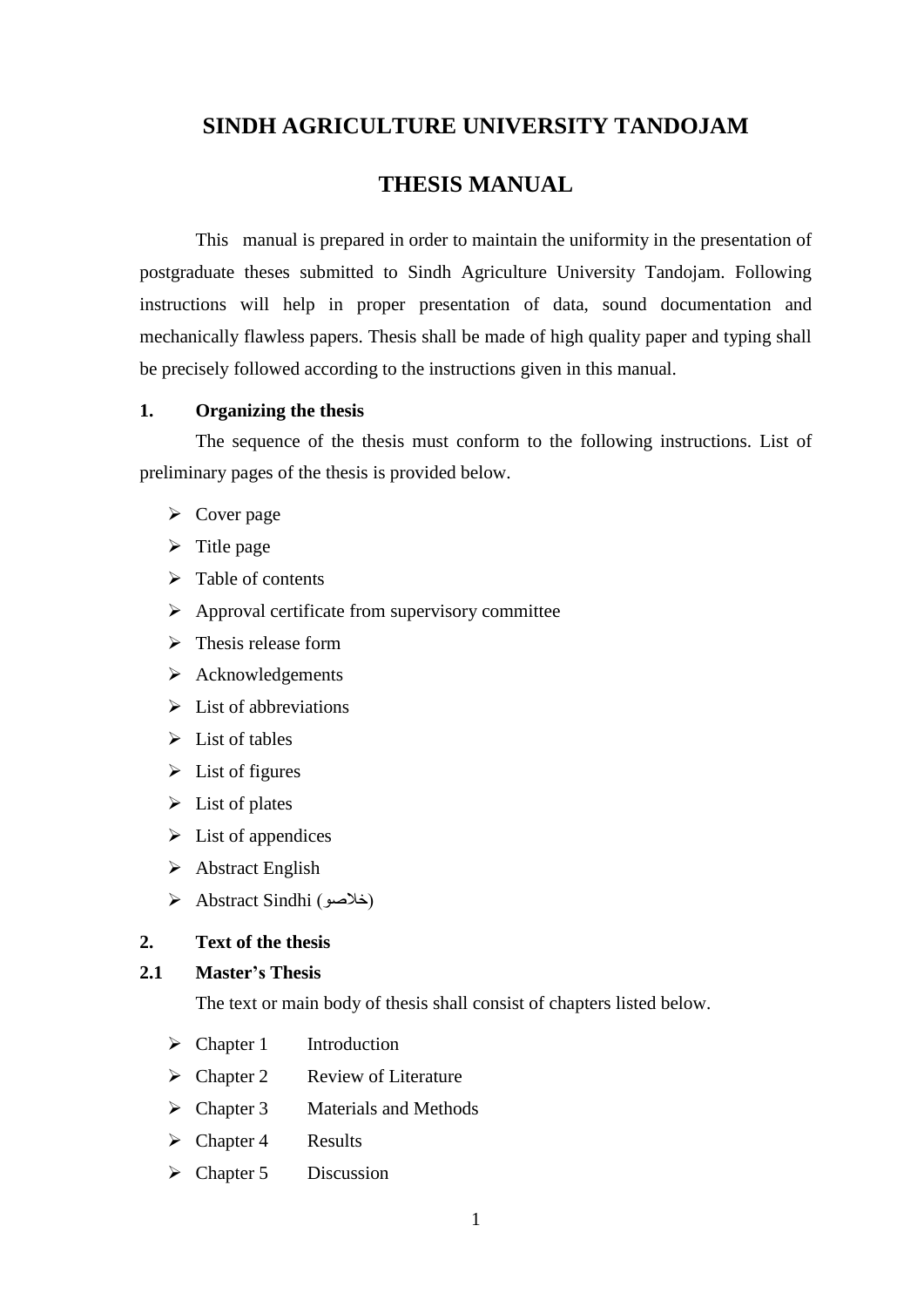# SINDH AGRICULTURE UNIVERSITY TANDOJAM

# THESIS MANUAL

This manual is prepared in order to maintain the uniformity in the presentation of postgraduate theses submitted to Sindh Agriculture University Tandojam. Following instructions will help in proper presentation of data, sound documentation and mechanically flawless papers. Thesis shall be made of high quality paper and typing shall be precisely followed according to the instructions given in this manual.

## 1. Organizing the thesis

The sequence of the thesis must conform to the following instructions. List of preliminary pages of the thesis is provided below.

- Cover page
- Title page
- Table of contents
- Approval certificate from supervisory committee
- Thesis release form
- Acknowledgements
- List of abbreviations
- List of tables
- List of figures
- List of plates
- List of appendices
- Abstract English
- Abstract Sindhi (خلاصو)

## 2. Text of the thesis

### 2.1 Master's Thesis

The text or main body of thesis shall consist of chapters listed below.

- Chapter 1 Introduction
- Chapter 2 Review of Literature
- Chapter 3 Materials and Methods
- Chapter 4 Results
- Chapter 5 Discussion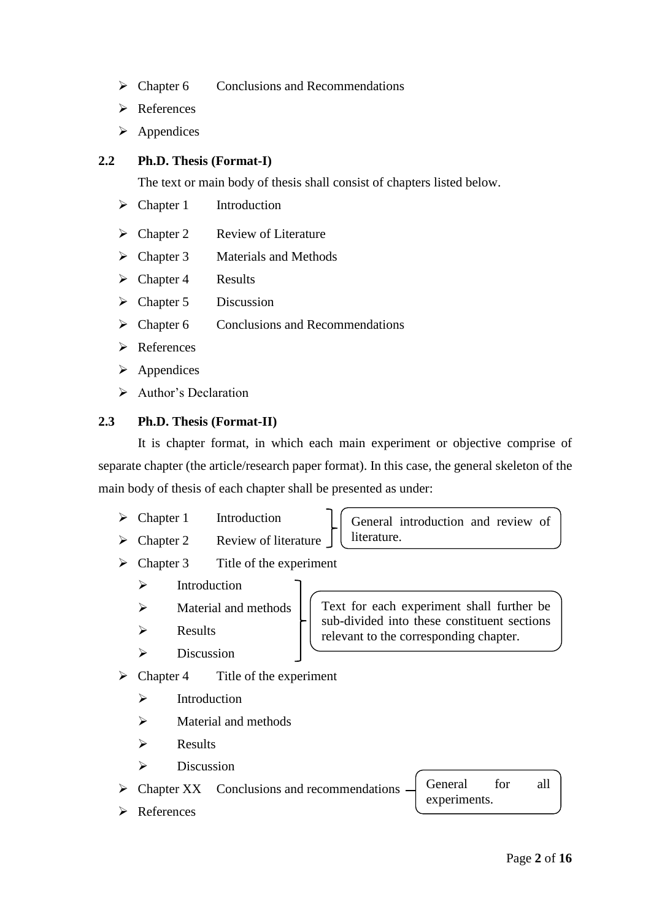- Chapter 6 Conclusions and Recommendations
- References
- Appendices

## 2.2 Ph.D. Thesis (Format-I)

The text or main body of thesis shall consist of chapters listed below.

- Chapter 1 Introduction
- Chapter 2 Review of Literature
- Chapter 3 Materials and Methods
- Chapter 4 Results
- Chapter 5 Discussion
- Chapter 6 Conclusions and Recommendations
- References
- Appendices
- Author's Declaration

## 2.3 Ph.D. Thesis (Format-II)

It is chapter format, in which each main experiment or objective comprise of separate chapter (the article/research paper format). In this case, the general skeleton of the main body of thesis of each chapter shall be presented as under:

- Chapter 1 Introduction
- Chapter 2 Review of literature

  (General introduction and review of literature.)

- Chapter 3 Title of the experiment
  - Introduction
  - Material and methods
  - Results
  - Discussion

  (Text for each experiment shall further be sub-divided into these constituent sections relevant to the corresponding chapter.)

- Chapter 4 Title of the experiment
  - Introduction
  - Material and methods
  - Results
  - Discussion
- Chapter XX Conclusions and recommendations (General for all experiments.)
- References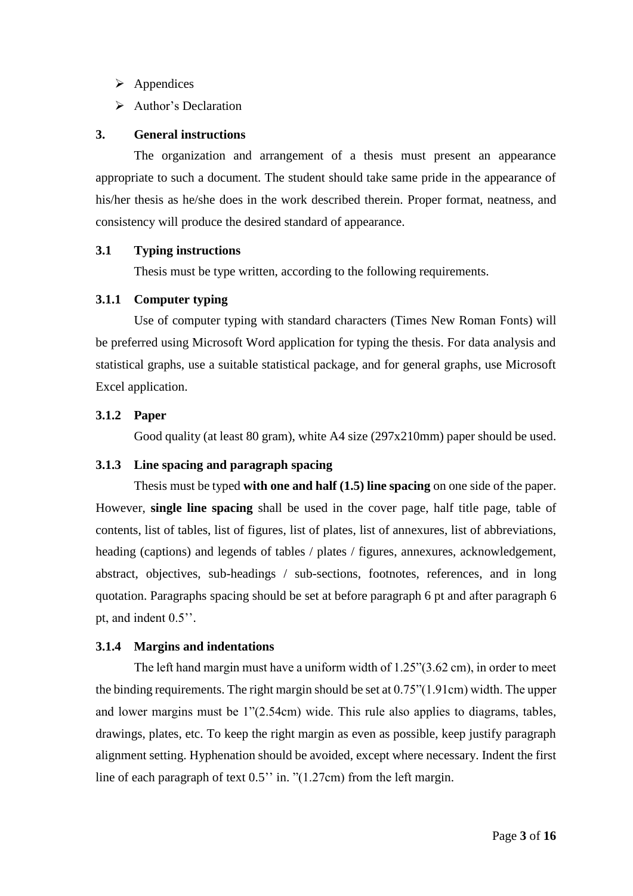- Appendices
- Author's Declaration

## 3. General instructions

The organization and arrangement of a thesis must present an appearance appropriate to such a document. The student should take same pride in the appearance of his/her thesis as he/she does in the work described therein. Proper format, neatness, and consistency will produce the desired standard of appearance.

### 3.1 Typing instructions

Thesis must be type written, according to the following requirements.

#### 3.1.1 Computer typing

Use of computer typing with standard characters (Times New Roman Fonts) will be preferred using Microsoft Word application for typing the thesis. For data analysis and statistical graphs, use a suitable statistical package, and for general graphs, use Microsoft Excel application.

#### 3.1.2 Paper

Good quality (at least 80 gram), white A4 size (297x210mm) paper should be used.

#### 3.1.3 Line spacing and paragraph spacing

Thesis must be typed **with one and half (1.5) line spacing** on one side of the paper. However, **single line spacing** shall be used in the cover page, half title page, table of contents, list of tables, list of figures, list of plates, list of annexures, list of abbreviations, heading (captions) and legends of tables / plates / figures, annexures, acknowledgement, abstract, objectives, sub-headings / sub-sections, footnotes, references, and in long quotation. Paragraphs spacing should be set at before paragraph 6 pt and after paragraph 6 pt, and indent 0.5''.

#### 3.1.4 Margins and indentations

The left hand margin must have a uniform width of 1.25"(3.62 cm), in order to meet the binding requirements. The right margin should be set at 0.75"(1.91cm) width. The upper and lower margins must be 1"(2.54cm) wide. This rule also applies to diagrams, tables, drawings, plates, etc. To keep the right margin as even as possible, keep justify paragraph alignment setting. Hyphenation should be avoided, except where necessary. Indent the first line of each paragraph of text 0.5'' in. "(1.27cm) from the left margin.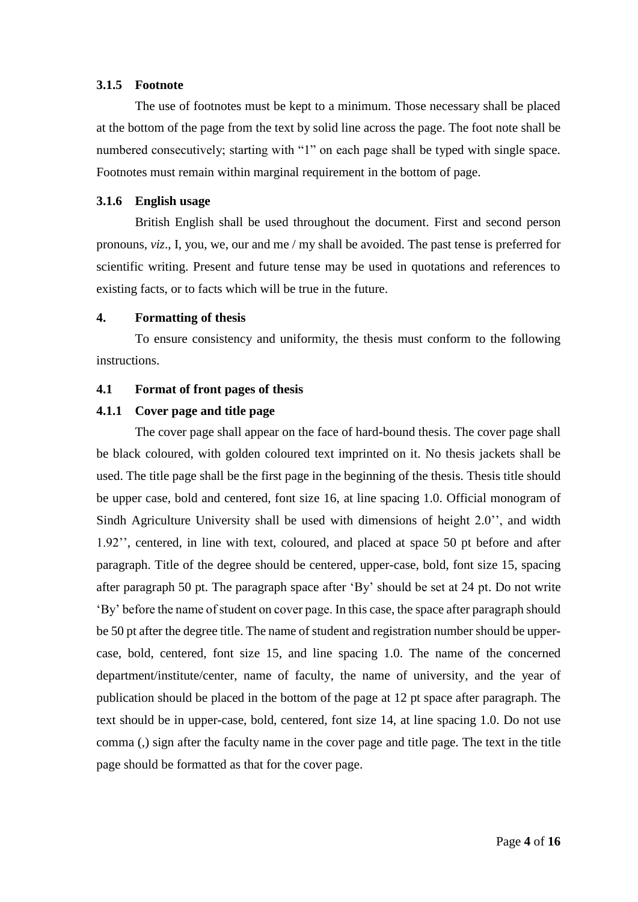### 3.1.5 Footnote

The use of footnotes must be kept to a minimum. Those necessary shall be placed at the bottom of the page from the text by solid line across the page. The foot note shall be numbered consecutively; starting with "1" on each page shall be typed with single space. Footnotes must remain within marginal requirement in the bottom of page.

### 3.1.6 English usage

British English shall be used throughout the document. First and second person pronouns, *viz*., I, you, we, our and me / my shall be avoided. The past tense is preferred for scientific writing. Present and future tense may be used in quotations and references to existing facts, or to facts which will be true in the future.

# 4. Formatting of thesis

To ensure consistency and uniformity, the thesis must conform to the following instructions.

## 4.1 Format of front pages of thesis

### 4.1.1 Cover page and title page

The cover page shall appear on the face of hard-bound thesis. The cover page shall be black coloured, with golden coloured text imprinted on it. No thesis jackets shall be used. The title page shall be the first page in the beginning of the thesis. Thesis title should be upper case, bold and centered, font size 16, at line spacing 1.0. Official monogram of Sindh Agriculture University shall be used with dimensions of height 2.0'', and width 1.92'', centered, in line with text, coloured, and placed at space 50 pt before and after paragraph. Title of the degree should be centered, upper-case, bold, font size 15, spacing after paragraph 50 pt. The paragraph space after 'By' should be set at 24 pt. Do not write 'By' before the name of student on cover page. In this case, the space after paragraph should be 50 pt after the degree title. The name of student and registration number should be upper-case, bold, centered, font size 15, and line spacing 1.0. The name of the concerned department/institute/center, name of faculty, the name of university, and the year of publication should be placed in the bottom of the page at 12 pt space after paragraph. The text should be in upper-case, bold, centered, font size 14, at line spacing 1.0. Do not use comma (,) sign after the faculty name in the cover page and title page. The text in the title page should be formatted as that for the cover page.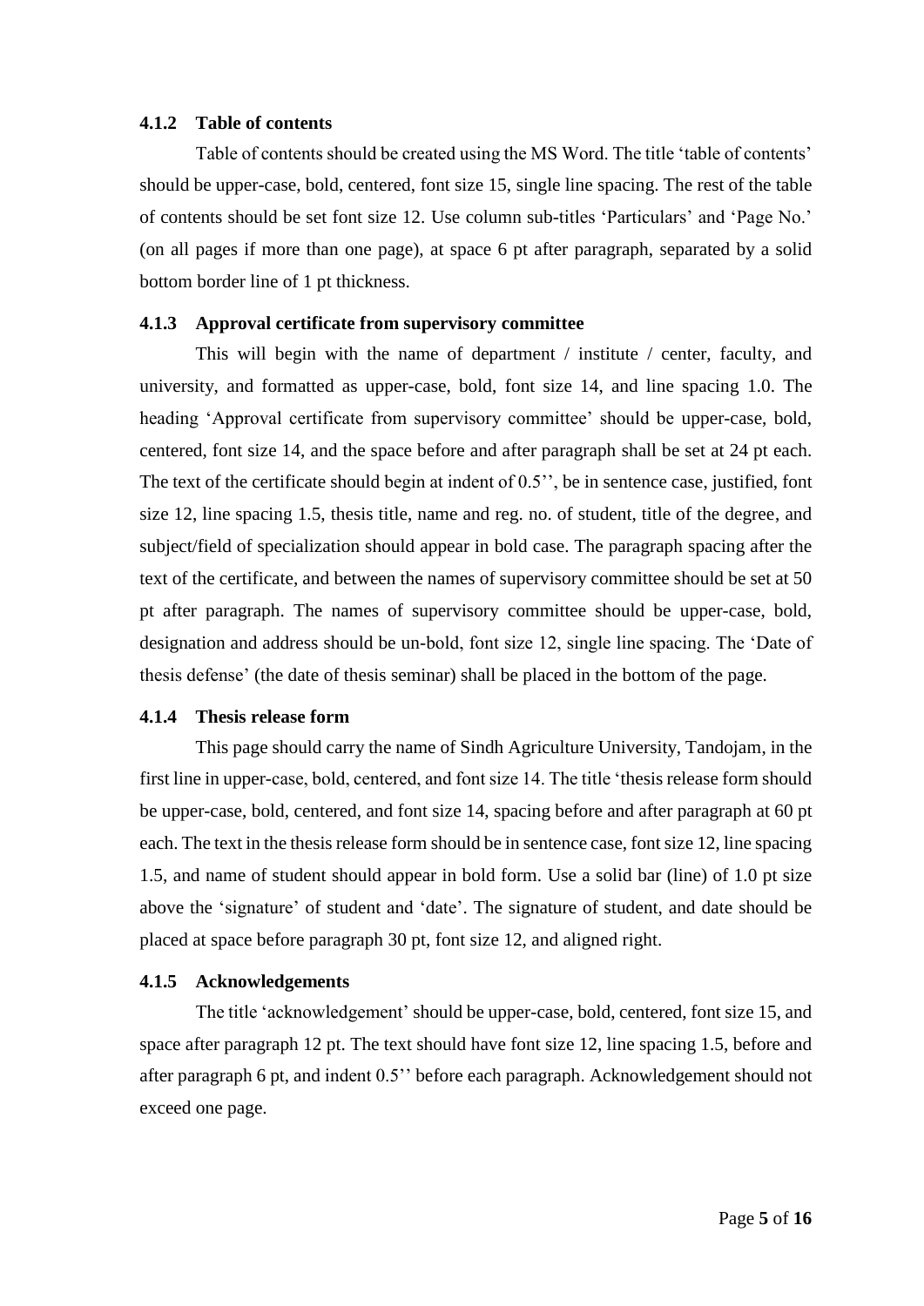#### 4.1.2 Table of contents

Table of contents should be created using the MS Word. The title 'table of contents' should be upper-case, bold, centered, font size 15, single line spacing. The rest of the table of contents should be set font size 12. Use column sub-titles 'Particulars' and 'Page No.' (on all pages if more than one page), at space 6 pt after paragraph, separated by a solid bottom border line of 1 pt thickness.

#### 4.1.3 Approval certificate from supervisory committee

This will begin with the name of department / institute / center, faculty, and university, and formatted as upper-case, bold, font size 14, and line spacing 1.0. The heading 'Approval certificate from supervisory committee' should be upper-case, bold, centered, font size 14, and the space before and after paragraph shall be set at 24 pt each. The text of the certificate should begin at indent of 0.5'', be in sentence case, justified, font size 12, line spacing 1.5, thesis title, name and reg. no. of student, title of the degree, and subject/field of specialization should appear in bold case. The paragraph spacing after the text of the certificate, and between the names of supervisory committee should be set at 50 pt after paragraph. The names of supervisory committee should be upper-case, bold, designation and address should be un-bold, font size 12, single line spacing. The 'Date of thesis defense' (the date of thesis seminar) shall be placed in the bottom of the page.

#### 4.1.4 Thesis release form

This page should carry the name of Sindh Agriculture University, Tandojam, in the first line in upper-case, bold, centered, and font size 14. The title 'thesis release form should be upper-case, bold, centered, and font size 14, spacing before and after paragraph at 60 pt each. The text in the thesis release form should be in sentence case, font size 12, line spacing 1.5, and name of student should appear in bold form. Use a solid bar (line) of 1.0 pt size above the 'signature' of student and 'date'. The signature of student, and date should be placed at space before paragraph 30 pt, font size 12, and aligned right.

#### 4.1.5 Acknowledgements

The title 'acknowledgement' should be upper-case, bold, centered, font size 15, and space after paragraph 12 pt. The text should have font size 12, line spacing 1.5, before and after paragraph 6 pt, and indent 0.5'' before each paragraph. Acknowledgement should not exceed one page.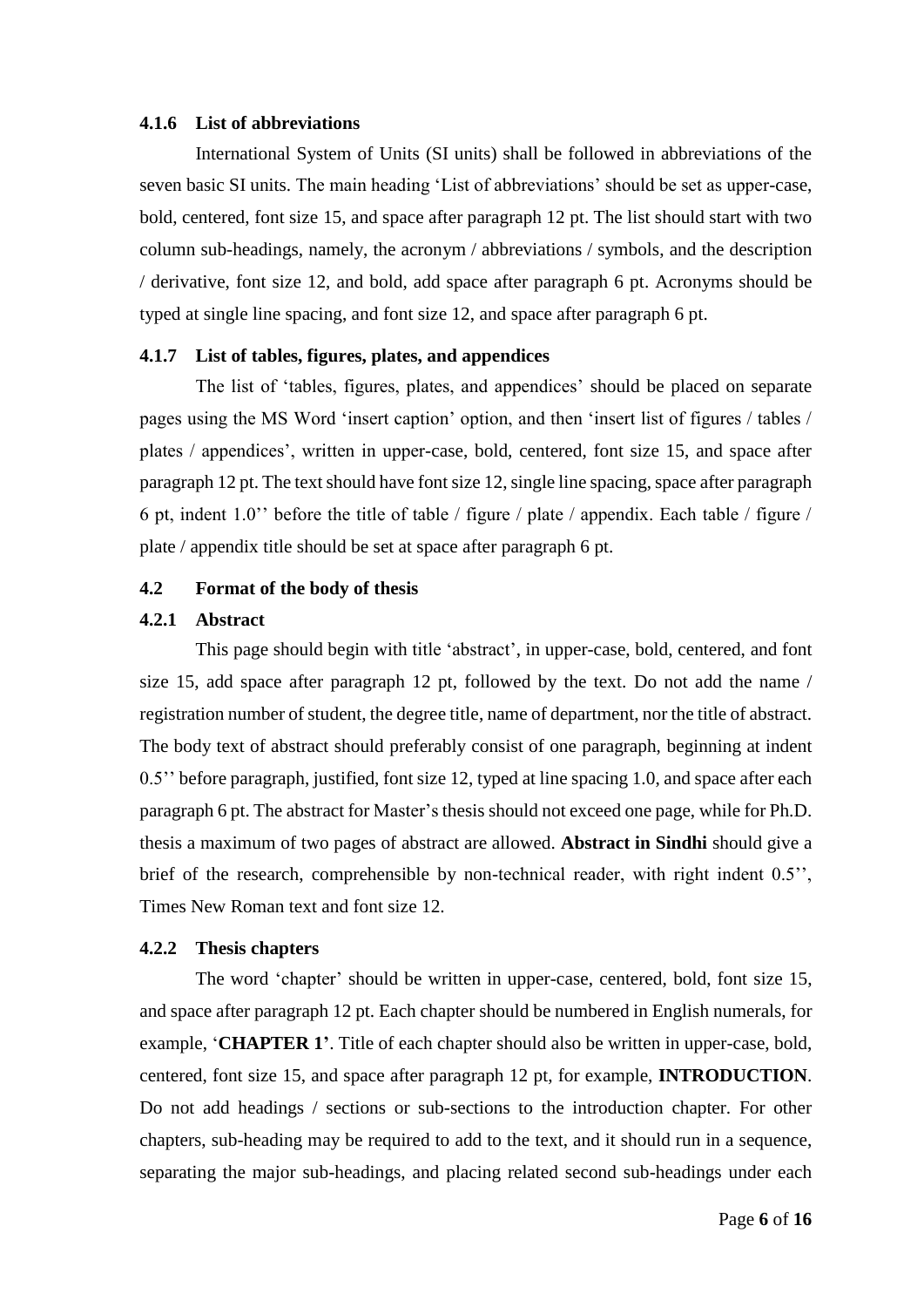#### 4.1.6 List of abbreviations

International System of Units (SI units) shall be followed in abbreviations of the seven basic SI units. The main heading 'List of abbreviations' should be set as upper-case, bold, centered, font size 15, and space after paragraph 12 pt. The list should start with two column sub-headings, namely, the acronym / abbreviations / symbols, and the description / derivative, font size 12, and bold, add space after paragraph 6 pt. Acronyms should be typed at single line spacing, and font size 12, and space after paragraph 6 pt.

#### 4.1.7 List of tables, figures, plates, and appendices

The list of 'tables, figures, plates, and appendices' should be placed on separate pages using the MS Word 'insert caption' option, and then 'insert list of figures / tables / plates / appendices', written in upper-case, bold, centered, font size 15, and space after paragraph 12 pt. The text should have font size 12, single line spacing, space after paragraph 6 pt, indent 1.0'' before the title of table / figure / plate / appendix. Each table / figure / plate / appendix title should be set at space after paragraph 6 pt.

### 4.2 Format of the body of thesis

#### 4.2.1 Abstract

This page should begin with title 'abstract', in upper-case, bold, centered, and font size 15, add space after paragraph 12 pt, followed by the text. Do not add the name / registration number of student, the degree title, name of department, nor the title of abstract. The body text of abstract should preferably consist of one paragraph, beginning at indent 0.5'' before paragraph, justified, font size 12, typed at line spacing 1.0, and space after each paragraph 6 pt. The abstract for Master's thesis should not exceed one page, while for Ph.D. thesis a maximum of two pages of abstract are allowed. **Abstract in Sindhi** should give a brief of the research, comprehensible by non-technical reader, with right indent 0.5'', Times New Roman text and font size 12.

#### 4.2.2 Thesis chapters

The word 'chapter' should be written in upper-case, centered, bold, font size 15, and space after paragraph 12 pt. Each chapter should be numbered in English numerals, for example, '**CHAPTER 1'**. Title of each chapter should also be written in upper-case, bold, centered, font size 15, and space after paragraph 12 pt, for example, **INTRODUCTION**. Do not add headings / sections or sub-sections to the introduction chapter. For other chapters, sub-heading may be required to add to the text, and it should run in a sequence, separating the major sub-headings, and placing related second sub-headings under each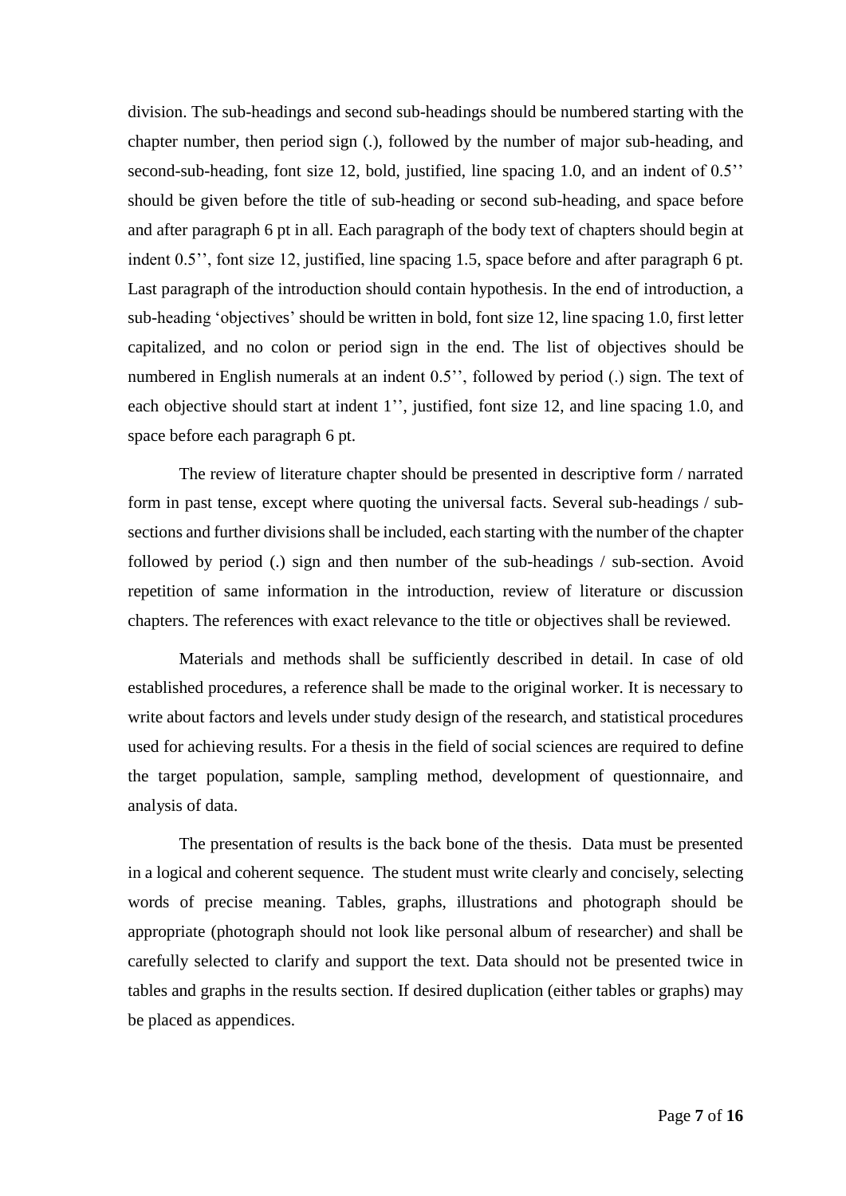division. The sub-headings and second sub-headings should be numbered starting with the chapter number, then period sign (.), followed by the number of major sub-heading, and second-sub-heading, font size 12, bold, justified, line spacing 1.0, and an indent of 0.5'' should be given before the title of sub-heading or second sub-heading, and space before and after paragraph 6 pt in all. Each paragraph of the body text of chapters should begin at indent 0.5'', font size 12, justified, line spacing 1.5, space before and after paragraph 6 pt. Last paragraph of the introduction should contain hypothesis. In the end of introduction, a sub-heading 'objectives' should be written in bold, font size 12, line spacing 1.0, first letter capitalized, and no colon or period sign in the end. The list of objectives should be numbered in English numerals at an indent 0.5'', followed by period (.) sign. The text of each objective should start at indent 1'', justified, font size 12, and line spacing 1.0, and space before each paragraph 6 pt.

The review of literature chapter should be presented in descriptive form / narrated form in past tense, except where quoting the universal facts. Several sub-headings / sub-sections and further divisions shall be included, each starting with the number of the chapter followed by period (.) sign and then number of the sub-headings / sub-section. Avoid repetition of same information in the introduction, review of literature or discussion chapters. The references with exact relevance to the title or objectives shall be reviewed.

Materials and methods shall be sufficiently described in detail. In case of old established procedures, a reference shall be made to the original worker. It is necessary to write about factors and levels under study design of the research, and statistical procedures used for achieving results. For a thesis in the field of social sciences are required to define the target population, sample, sampling method, development of questionnaire, and analysis of data.

The presentation of results is the back bone of the thesis. Data must be presented in a logical and coherent sequence. The student must write clearly and concisely, selecting words of precise meaning. Tables, graphs, illustrations and photograph should be appropriate (photograph should not look like personal album of researcher) and shall be carefully selected to clarify and support the text. Data should not be presented twice in tables and graphs in the results section. If desired duplication (either tables or graphs) may be placed as appendices.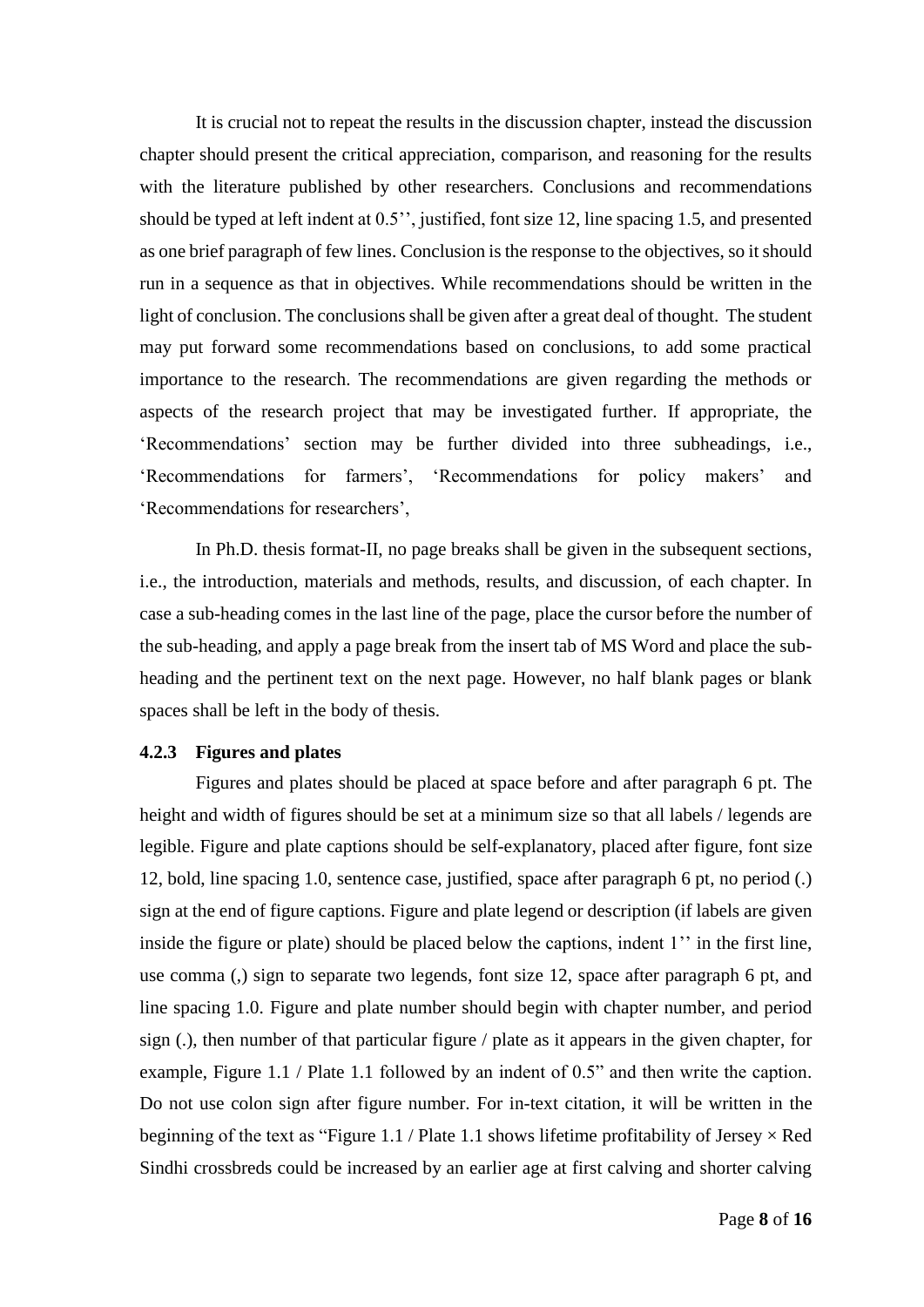It is crucial not to repeat the results in the discussion chapter, instead the discussion chapter should present the critical appreciation, comparison, and reasoning for the results with the literature published by other researchers. Conclusions and recommendations should be typed at left indent at 0.5'', justified, font size 12, line spacing 1.5, and presented as one brief paragraph of few lines. Conclusion is the response to the objectives, so it should run in a sequence as that in objectives. While recommendations should be written in the light of conclusion. The conclusions shall be given after a great deal of thought. The student may put forward some recommendations based on conclusions, to add some practical importance to the research. The recommendations are given regarding the methods or aspects of the research project that may be investigated further. If appropriate, the 'Recommendations' section may be further divided into three subheadings, i.e., 'Recommendations for farmers', 'Recommendations for policy makers' and 'Recommendations for researchers',

In Ph.D. thesis format-II, no page breaks shall be given in the subsequent sections, i.e., the introduction, materials and methods, results, and discussion, of each chapter. In case a sub-heading comes in the last line of the page, place the cursor before the number of the sub-heading, and apply a page break from the insert tab of MS Word and place the sub-heading and the pertinent text on the next page. However, no half blank pages or blank spaces shall be left in the body of thesis.

#### 4.2.3 Figures and plates

Figures and plates should be placed at space before and after paragraph 6 pt. The height and width of figures should be set at a minimum size so that all labels / legends are legible. Figure and plate captions should be self-explanatory, placed after figure, font size 12, bold, line spacing 1.0, sentence case, justified, space after paragraph 6 pt, no period (.) sign at the end of figure captions. Figure and plate legend or description (if labels are given inside the figure or plate) should be placed below the captions, indent 1'' in the first line, use comma (,) sign to separate two legends, font size 12, space after paragraph 6 pt, and line spacing 1.0. Figure and plate number should begin with chapter number, and period sign (.), then number of that particular figure / plate as it appears in the given chapter, for example, Figure 1.1 / Plate 1.1 followed by an indent of 0.5" and then write the caption. Do not use colon sign after figure number. For in-text citation, it will be written in the beginning of the text as "Figure 1.1 / Plate 1.1 shows lifetime profitability of Jersey × Red Sindhi crossbreds could be increased by an earlier age at first calving and shorter calving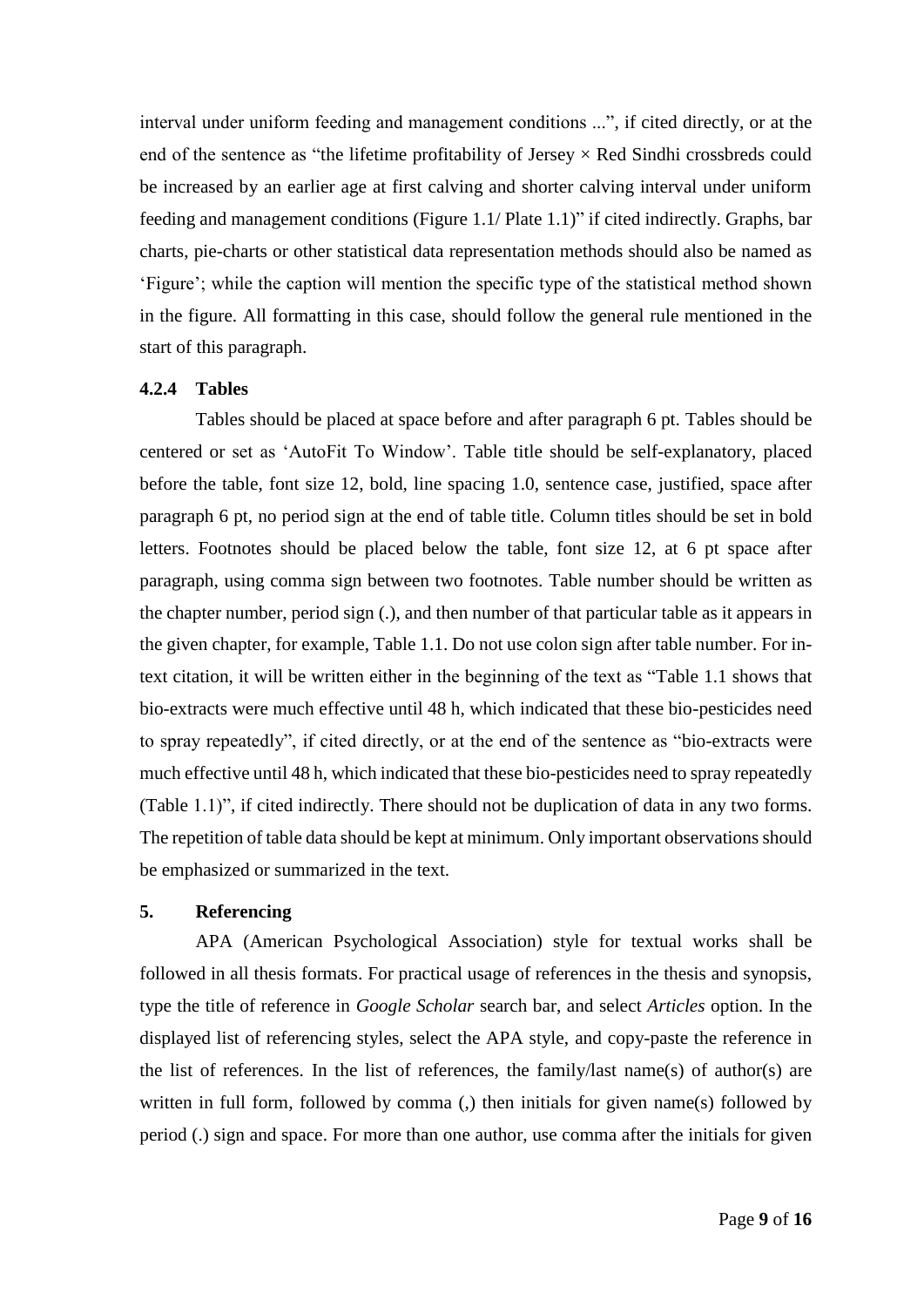interval under uniform feeding and management conditions ...", if cited directly, or at the end of the sentence as "the lifetime profitability of Jersey × Red Sindhi crossbreds could be increased by an earlier age at first calving and shorter calving interval under uniform feeding and management conditions (Figure 1.1/ Plate 1.1)" if cited indirectly. Graphs, bar charts, pie-charts or other statistical data representation methods should also be named as 'Figure'; while the caption will mention the specific type of the statistical method shown in the figure. All formatting in this case, should follow the general rule mentioned in the start of this paragraph.

### 4.2.4 Tables

Tables should be placed at space before and after paragraph 6 pt. Tables should be centered or set as 'AutoFit To Window'. Table title should be self-explanatory, placed before the table, font size 12, bold, line spacing 1.0, sentence case, justified, space after paragraph 6 pt, no period sign at the end of table title. Column titles should be set in bold letters. Footnotes should be placed below the table, font size 12, at 6 pt space after paragraph, using comma sign between two footnotes. Table number should be written as the chapter number, period sign (.), and then number of that particular table as it appears in the given chapter, for example, Table 1.1. Do not use colon sign after table number. For in-text citation, it will be written either in the beginning of the text as "Table 1.1 shows that bio-extracts were much effective until 48 h, which indicated that these bio-pesticides need to spray repeatedly", if cited directly, or at the end of the sentence as "bio-extracts were much effective until 48 h, which indicated that these bio-pesticides need to spray repeatedly (Table 1.1)", if cited indirectly. There should not be duplication of data in any two forms. The repetition of table data should be kept at minimum. Only important observations should be emphasized or summarized in the text.

## 5. Referencing

APA (American Psychological Association) style for textual works shall be followed in all thesis formats. For practical usage of references in the thesis and synopsis, type the title of reference in *Google Scholar* search bar, and select *Articles* option. In the displayed list of referencing styles, select the APA style, and copy-paste the reference in the list of references. In the list of references, the family/last name(s) of author(s) are written in full form, followed by comma (,) then initials for given name(s) followed by period (.) sign and space. For more than one author, use comma after the initials for given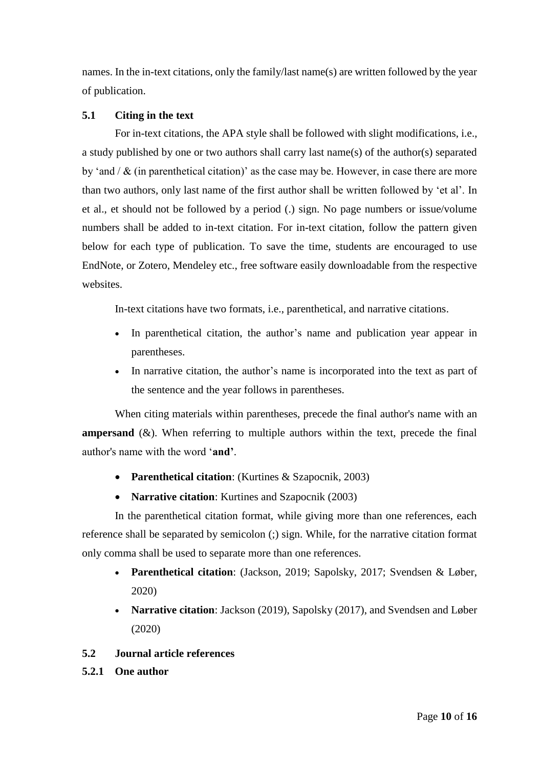names. In the in-text citations, only the family/last name(s) are written followed by the year of publication.

## 5.1 Citing in the text

For in-text citations, the APA style shall be followed with slight modifications, i.e., a study published by one or two authors shall carry last name(s) of the author(s) separated by 'and / & (in parenthetical citation)' as the case may be. However, in case there are more than two authors, only last name of the first author shall be written followed by 'et al'. In et al., et should not be followed by a period (.) sign. No page numbers or issue/volume numbers shall be added to in-text citation. For in-text citation, follow the pattern given below for each type of publication. To save the time, students are encouraged to use EndNote, or Zotero, Mendeley etc., free software easily downloadable from the respective websites.

In-text citations have two formats, i.e., parenthetical, and narrative citations.

- In parenthetical citation, the author's name and publication year appear in parentheses.
- In narrative citation, the author's name is incorporated into the text as part of the sentence and the year follows in parentheses.

When citing materials within parentheses, precede the final author's name with an **ampersand** (&). When referring to multiple authors within the text, precede the final author's name with the word '**and'**.

- **Parenthetical citation**: (Kurtines & Szapocnik, 2003)
- **Narrative citation**: Kurtines and Szapocnik (2003)

In the parenthetical citation format, while giving more than one references, each reference shall be separated by semicolon (;) sign. While, for the narrative citation format only comma shall be used to separate more than one references.

- **Parenthetical citation**: (Jackson, 2019; Sapolsky, 2017; Svendsen & Løber, 2020)
- **Narrative citation**: Jackson (2019), Sapolsky (2017), and Svendsen and Løber (2020)

## 5.2 Journal article references

### 5.2.1 One author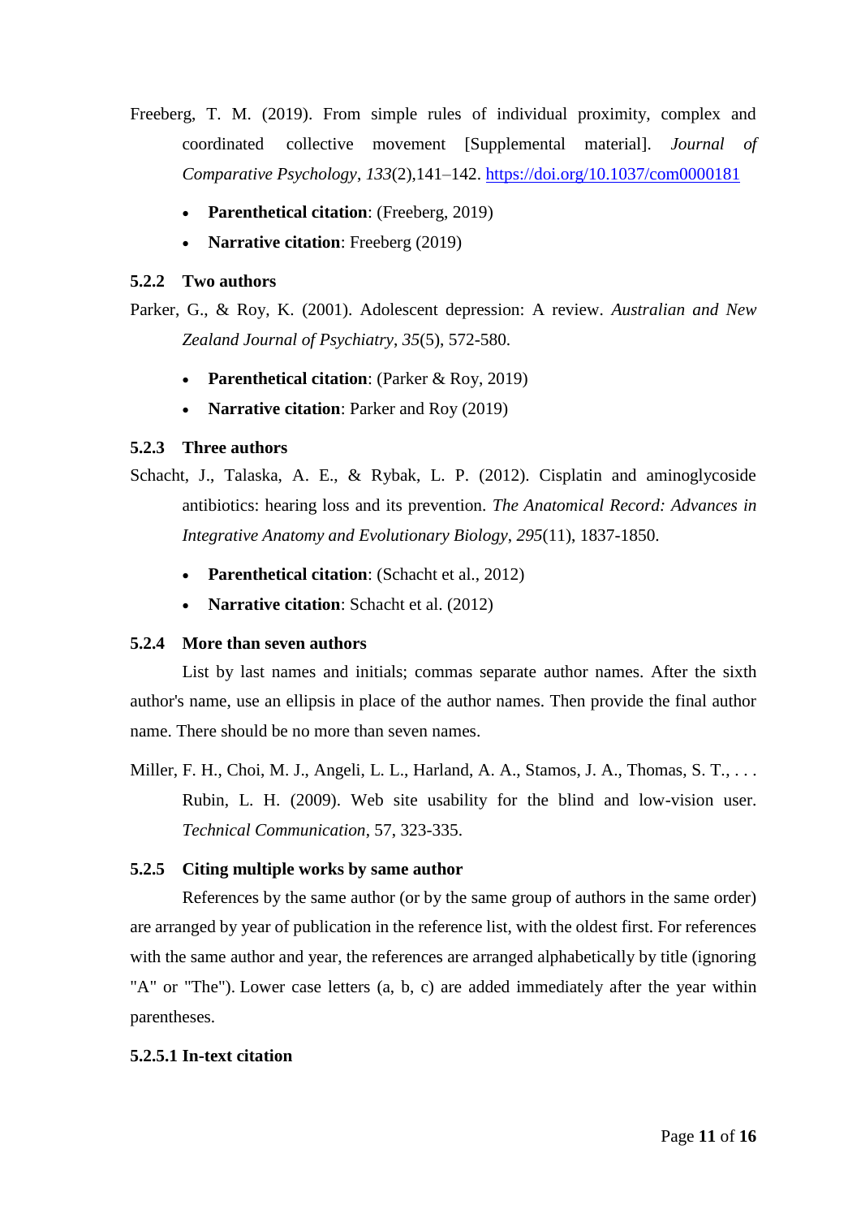Freeberg, T. M. (2019). From simple rules of individual proximity, complex and coordinated collective movement [Supplemental material]. *Journal of Comparative Psychology*, *133*(2),141–142. https://doi.org/10.1037/com0000181

- **Parenthetical citation**: (Freeberg, 2019)
- **Narrative citation**: Freeberg (2019)

### 5.2.2 Two authors

Parker, G., & Roy, K. (2001). Adolescent depression: A review. *Australian and New Zealand Journal of Psychiatry*, *35*(5), 572-580.

- **Parenthetical citation**: (Parker & Roy, 2019)
- **Narrative citation**: Parker and Roy (2019)

### 5.2.3 Three authors

Schacht, J., Talaska, A. E., & Rybak, L. P. (2012). Cisplatin and aminoglycoside antibiotics: hearing loss and its prevention. *The Anatomical Record: Advances in Integrative Anatomy and Evolutionary Biology*, *295*(11), 1837-1850.

- **Parenthetical citation**: (Schacht et al., 2012)
- **Narrative citation**: Schacht et al. (2012)

### 5.2.4 More than seven authors

List by last names and initials; commas separate author names. After the sixth author's name, use an ellipsis in place of the author names. Then provide the final author name. There should be no more than seven names.

Miller, F. H., Choi, M. J., Angeli, L. L., Harland, A. A., Stamos, J. A., Thomas, S. T., . . . Rubin, L. H. (2009). Web site usability for the blind and low-vision user. *Technical Communication*, 57, 323-335.

### 5.2.5 Citing multiple works by same author

References by the same author (or by the same group of authors in the same order) are arranged by year of publication in the reference list, with the oldest first. For references with the same author and year, the references are arranged alphabetically by title (ignoring "A" or "The"). Lower case letters (a, b, c) are added immediately after the year within parentheses.

#### 5.2.5.1 In-text citation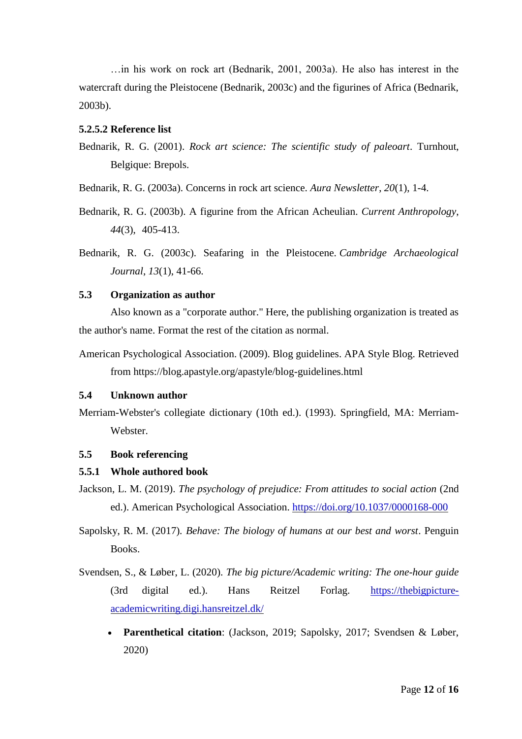…in his work on rock art (Bednarik, 2001, 2003a). He also has interest in the watercraft during the Pleistocene (Bednarik, 2003c) and the figurines of Africa (Bednarik, 2003b).

#### 5.2.5.2 Reference list

Bednarik, R. G. (2001). *Rock art science: The scientific study of paleoart*. Turnhout, Belgique: Brepols.

Bednarik, R. G. (2003a). Concerns in rock art science. *Aura Newsletter*, *20*(1), 1-4.

Bednarik, R. G. (2003b). A figurine from the African Acheulian. *Current Anthropology*, *44*(3), 405-413.

Bednarik, R. G. (2003c). Seafaring in the Pleistocene. *Cambridge Archaeological Journal*, *13*(1), 41-66.

## 5.3 Organization as author

Also known as a "corporate author." Here, the publishing organization is treated as the author's name. Format the rest of the citation as normal.

American Psychological Association. (2009). Blog guidelines. APA Style Blog. Retrieved from https://blog.apastyle.org/apastyle/blog-guidelines.html

## 5.4 Unknown author

Merriam-Webster's collegiate dictionary (10th ed.). (1993). Springfield, MA: Merriam-Webster.

## 5.5 Book referencing

### 5.5.1 Whole authored book

Jackson, L. M. (2019). *The psychology of prejudice: From attitudes to social action* (2nd ed.). American Psychological Association. https://doi.org/10.1037/0000168-000

Sapolsky, R. M. (2017). *Behave: The biology of humans at our best and worst*. Penguin Books.

Svendsen, S., & Løber, L. (2020). *The big picture/Academic writing: The one-hour guide* (3rd digital ed.). Hans Reitzel Forlag. https://thebigpicture-academicwriting.digi.hansreitzel.dk/

- **Parenthetical citation**: (Jackson, 2019; Sapolsky, 2017; Svendsen & Løber, 2020)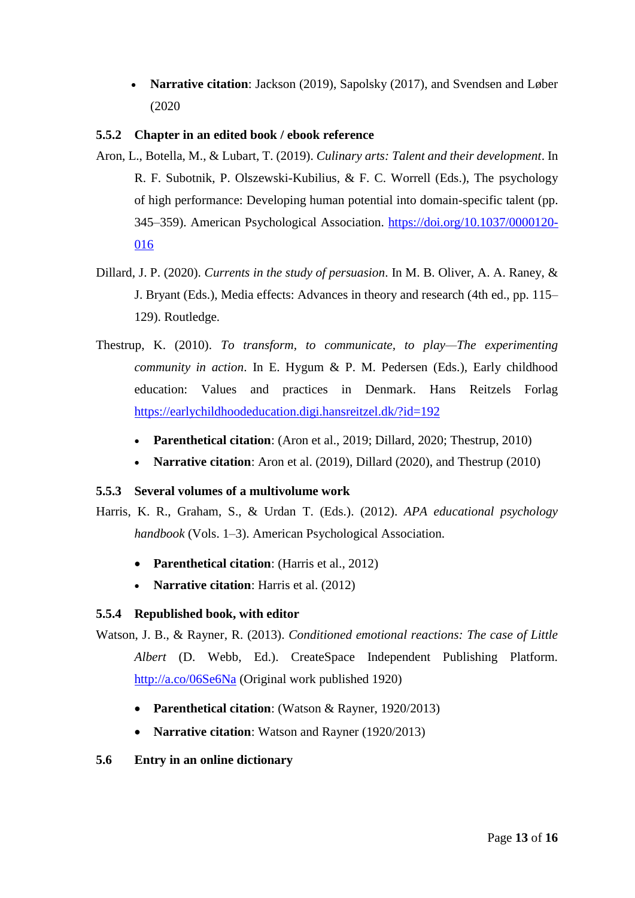- **Narrative citation**: Jackson (2019), Sapolsky (2017), and Svendsen and Løber (2020

### 5.5.2 Chapter in an edited book / ebook reference

Aron, L., Botella, M., & Lubart, T. (2019). *Culinary arts: Talent and their development*. In R. F. Subotnik, P. Olszewski-Kubilius, & F. C. Worrell (Eds.), The psychology of high performance: Developing human potential into domain-specific talent (pp. 345–359). American Psychological Association. https://doi.org/10.1037/0000120-016

Dillard, J. P. (2020). *Currents in the study of persuasion*. In M. B. Oliver, A. A. Raney, & J. Bryant (Eds.), Media effects: Advances in theory and research (4th ed., pp. 115–129). Routledge.

Thestrup, K. (2010). *To transform, to communicate, to play—The experimenting community in action*. In E. Hygum & P. M. Pedersen (Eds.), Early childhood education: Values and practices in Denmark. Hans Reitzels Forlag https://earlychildhoodeducation.digi.hansreitzel.dk/?id=192

- **Parenthetical citation**: (Aron et al., 2019; Dillard, 2020; Thestrup, 2010)
- **Narrative citation**: Aron et al. (2019), Dillard (2020), and Thestrup (2010)

### 5.5.3 Several volumes of a multivolume work

Harris, K. R., Graham, S., & Urdan T. (Eds.). (2012). *APA educational psychology handbook* (Vols. 1–3). American Psychological Association.

- **Parenthetical citation**: (Harris et al., 2012)
- **Narrative citation**: Harris et al. (2012)

### 5.5.4 Republished book, with editor

Watson, J. B., & Rayner, R. (2013). *Conditioned emotional reactions: The case of Little Albert* (D. Webb, Ed.). CreateSpace Independent Publishing Platform. http://a.co/06Se6Na (Original work published 1920)

- **Parenthetical citation**: (Watson & Rayner, 1920/2013)
- **Narrative citation**: Watson and Rayner (1920/2013)

## 5.6 Entry in an online dictionary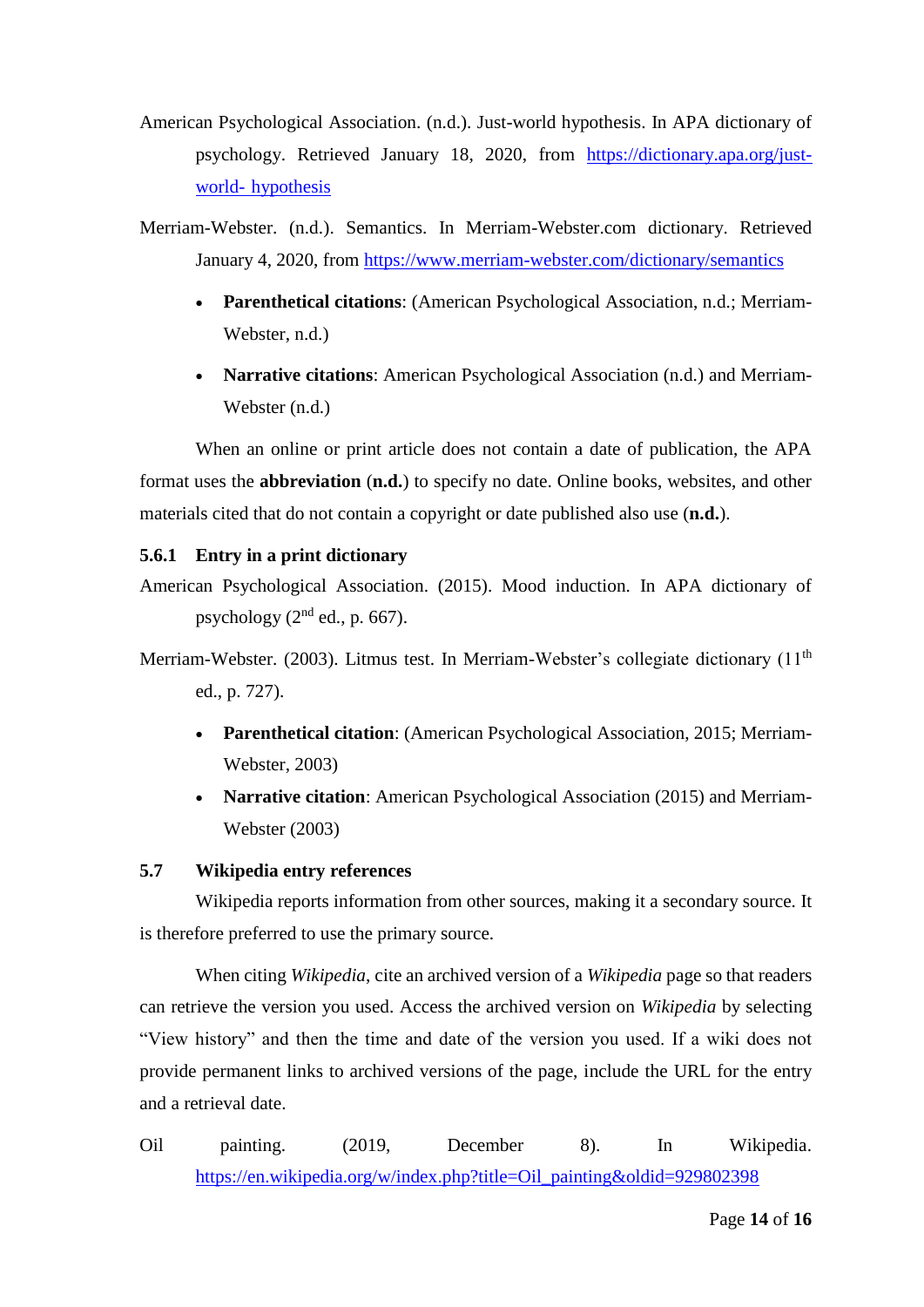American Psychological Association. (n.d.). Just-world hypothesis. In APA dictionary of psychology. Retrieved January 18, 2020, from https://dictionary.apa.org/just-world- hypothesis

Merriam-Webster. (n.d.). Semantics. In Merriam-Webster.com dictionary. Retrieved January 4, 2020, from https://www.merriam-webster.com/dictionary/semantics

- **Parenthetical citations**: (American Psychological Association, n.d.; Merriam-Webster, n.d.)
- **Narrative citations**: American Psychological Association (n.d.) and Merriam-Webster (n.d.)

When an online or print article does not contain a date of publication, the APA format uses the **abbreviation** (**n.d.**) to specify no date. Online books, websites, and other materials cited that do not contain a copyright or date published also use (**n.d.**).

### 5.6.1 Entry in a print dictionary

American Psychological Association. (2015). Mood induction. In APA dictionary of psychology (2nd ed., p. 667).

Merriam-Webster. (2003). Litmus test. In Merriam-Webster's collegiate dictionary (11th ed., p. 727).

- **Parenthetical citation**: (American Psychological Association, 2015; Merriam-Webster, 2003)
- **Narrative citation**: American Psychological Association (2015) and Merriam-Webster (2003)

## 5.7 Wikipedia entry references

Wikipedia reports information from other sources, making it a secondary source. It is therefore preferred to use the primary source.

When citing *Wikipedia*, cite an archived version of a *Wikipedia* page so that readers can retrieve the version you used. Access the archived version on *Wikipedia* by selecting "View history" and then the time and date of the version you used. If a wiki does not provide permanent links to archived versions of the page, include the URL for the entry and a retrieval date.

Oil painting. (2019, December 8). In Wikipedia. https://en.wikipedia.org/w/index.php?title=Oil_painting&oldid=929802398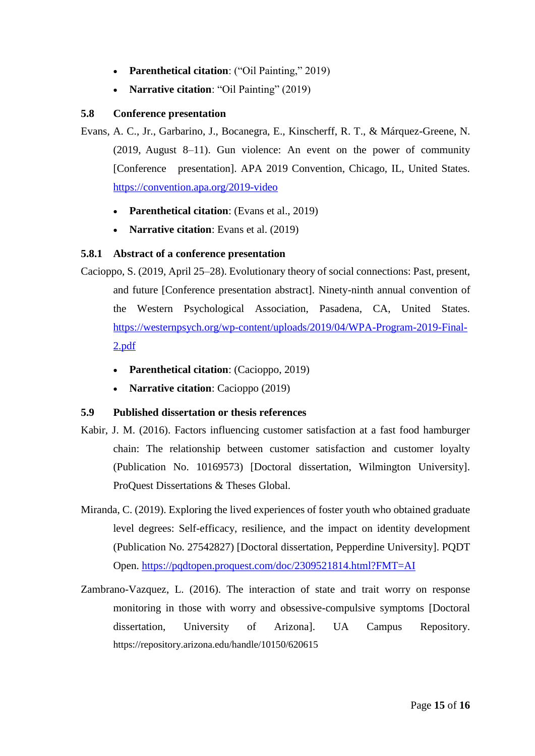- **Parenthetical citation**: (“Oil Painting,” 2019)
- **Narrative citation**: “Oil Painting” (2019)

### 5.8 Conference presentation

Evans, A. C., Jr., Garbarino, J., Bocanegra, E., Kinscherff, R. T., & Márquez-Greene, N. (2019, August 8–11). Gun violence: An event on the power of community [Conference presentation]. APA 2019 Convention, Chicago, IL, United States. https://convention.apa.org/2019-video

- **Parenthetical citation**: (Evans et al., 2019)
- **Narrative citation**: Evans et al. (2019)

#### 5.8.1 Abstract of a conference presentation

Cacioppo, S. (2019, April 25–28). Evolutionary theory of social connections: Past, present, and future [Conference presentation abstract]. Ninety-ninth annual convention of the Western Psychological Association, Pasadena, CA, United States. https://westernpsych.org/wp-content/uploads/2019/04/WPA-Program-2019-Final-2.pdf

- **Parenthetical citation**: (Cacioppo, 2019)
- **Narrative citation**: Cacioppo (2019)

### 5.9 Published dissertation or thesis references

Kabir, J. M. (2016). Factors influencing customer satisfaction at a fast food hamburger chain: The relationship between customer satisfaction and customer loyalty (Publication No. 10169573) [Doctoral dissertation, Wilmington University]. ProQuest Dissertations & Theses Global.

Miranda, C. (2019). Exploring the lived experiences of foster youth who obtained graduate level degrees: Self-efficacy, resilience, and the impact on identity development (Publication No. 27542827) [Doctoral dissertation, Pepperdine University]. PQDT Open. https://pqdtopen.proquest.com/doc/2309521814.html?FMT=AI

Zambrano-Vazquez, L. (2016). The interaction of state and trait worry on response monitoring in those with worry and obsessive-compulsive symptoms [Doctoral dissertation, University of Arizona]. UA Campus Repository. https://repository.arizona.edu/handle/10150/620615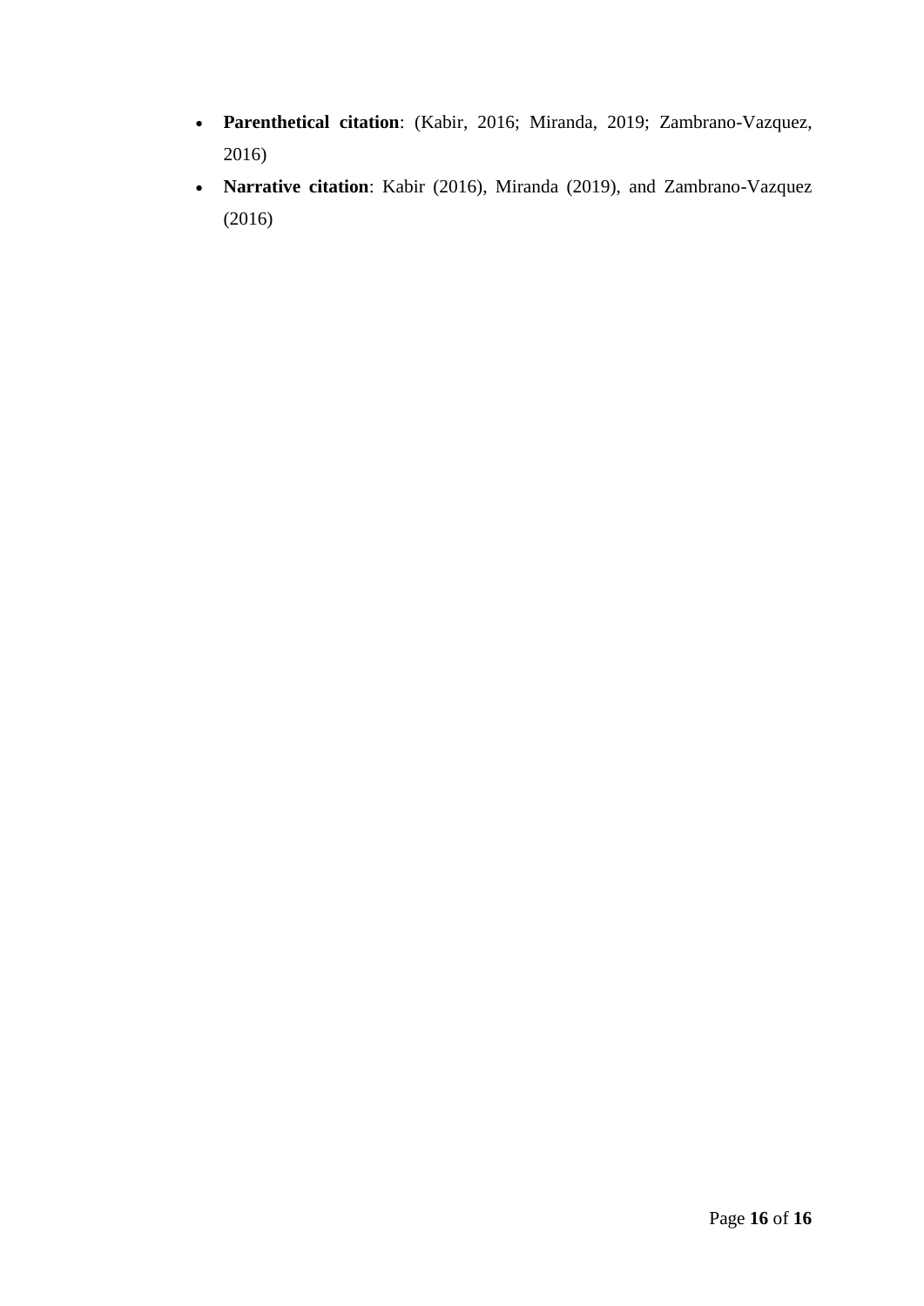- **Parenthetical citation**: (Kabir, 2016; Miranda, 2019; Zambrano-Vazquez, 2016)
- **Narrative citation**: Kabir (2016), Miranda (2019), and Zambrano-Vazquez (2016)